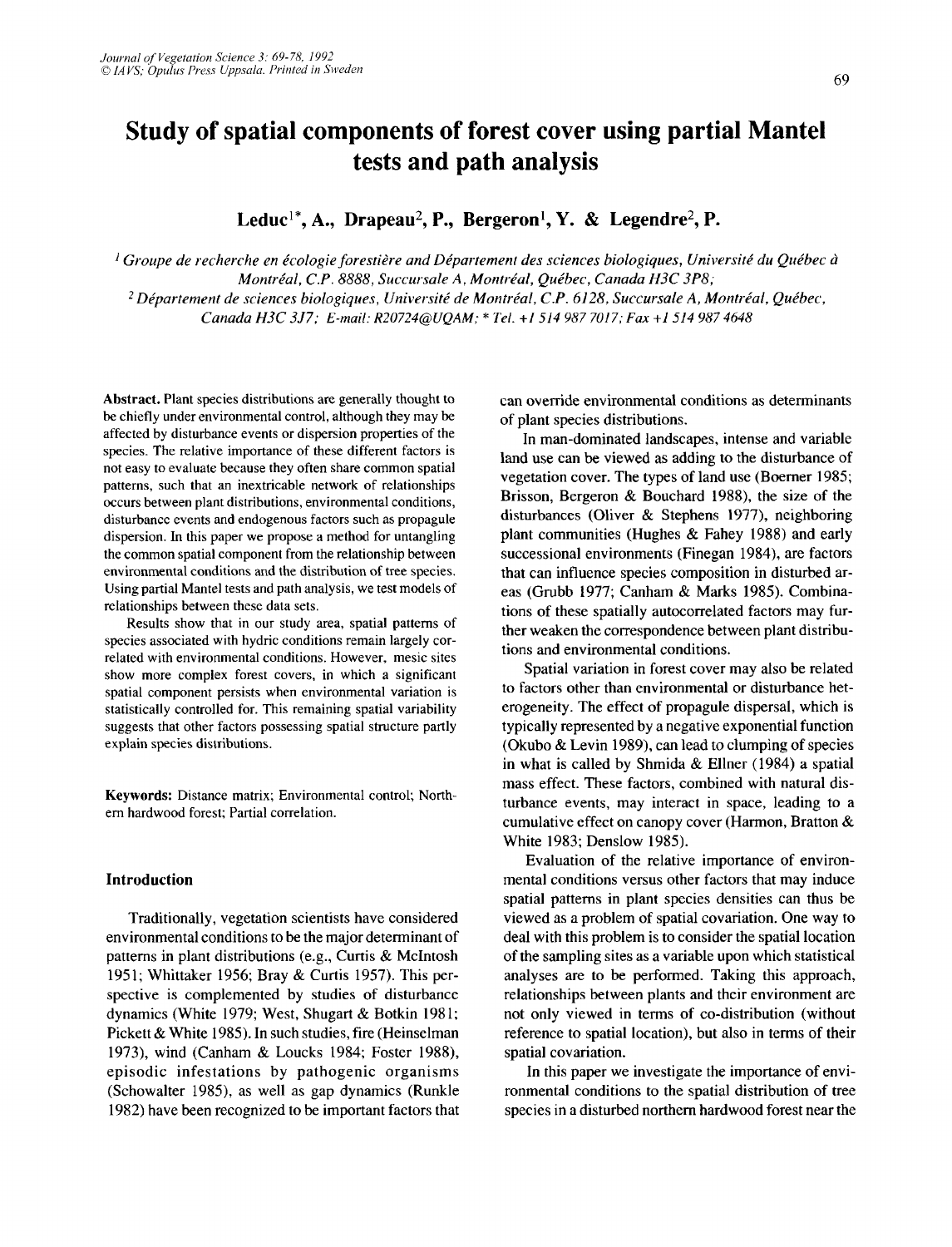# Study of spatial components of forest cover using partial Mantel tests and path analysis

**Leduc[1*], A., Drapeau[2], P., Bergeron[1], Y. & Legendre[2], P.**

*[1] Groupe de recherche en écologie forestière and Département des sciences biologiques, Université du Québec à Montréal, C.P. 8888, Succursale A, Montréal, Québec, Canada H3C 3P8;*
*[2] Département de sciences biologiques, Université de Montréal, C.P. 6128, Succursale A, Montréal, Québec, Canada H3C 3J7; E-mail: R20724@UQAM; * Tel. +1 514 987 7017; Fax +1 514 987 4648*

**Abstract.** Plant species distributions are generally thought to be chiefly under environmental control, although they may be affected by disturbance events or dispersion properties of the species. The relative importance of these different factors is not easy to evaluate because they often share common spatial patterns, such that an inextricable network of relationships occurs between plant distributions, environmental conditions, disturbance events and endogenous factors such as propagule dispersion. In this paper we propose a method for untangling the common spatial component from the relationship between environmental conditions and the distribution of tree species. Using partial Mantel tests and path analysis, we test models of relationships between these data sets.

Results show that in our study area, spatial patterns of species associated with hydric conditions remain largely correlated with environmental conditions. However, mesic sites show more complex forest covers, in which a significant spatial component persists when environmental variation is statistically controlled for. This remaining spatial variability suggests that other factors possessing spatial structure partly explain species distributions.

**Keywords:** Distance matrix; Environmental control; Northern hardwood forest; Partial correlation.

## Introduction

Traditionally, vegetation scientists have considered environmental conditions to be the major determinant of patterns in plant distributions (e.g., Curtis & McIntosh 1951; Whittaker 1956; Bray & Curtis 1957). This perspective is complemented by studies of disturbance dynamics (White 1979; West, Shugart & Botkin 1981; Pickett & White 1985). In such studies, fire (Heinselman 1973), wind (Canham & Loucks 1984; Foster 1988), episodic infestations by pathogenic organisms (Schowalter 1985), as well as gap dynamics (Runkle 1982) have been recognized to be important factors that can override environmental conditions as determinants of plant species distributions.

In man-dominated landscapes, intense and variable land use can be viewed as adding to the disturbance of vegetation cover. The types of land use (Boerner 1985; Brisson, Bergeron & Bouchard 1988), the size of the disturbances (Oliver & Stephens 1977), neighboring plant communities (Hughes & Fahey 1988) and early successional environments (Finegan 1984), are factors that can influence species composition in disturbed areas (Grubb 1977; Canham & Marks 1985). Combinations of these spatially autocorrelated factors may further weaken the correspondence between plant distributions and environmental conditions.

Spatial variation in forest cover may also be related to factors other than environmental or disturbance heterogeneity. The effect of propagule dispersal, which is typically represented by a negative exponential function (Okubo & Levin 1989), can lead to clumping of species in what is called by Shmida & Ellner (1984) a spatial mass effect. These factors, combined with natural disturbance events, may interact in space, leading to a cumulative effect on canopy cover (Harmon, Bratton & White 1983; Denslow 1985).

Evaluation of the relative importance of environmental conditions versus other factors that may induce spatial patterns in plant species densities can thus be viewed as a problem of spatial covariation. One way to deal with this problem is to consider the spatial location of the sampling sites as a variable upon which statistical analyses are to be performed. Taking this approach, relationships between plants and their environment are not only viewed in terms of co-distribution (without reference to spatial location), but also in terms of their spatial covariation.

In this paper we investigate the importance of environmental conditions to the spatial distribution of tree species in a disturbed northern hardwood forest near the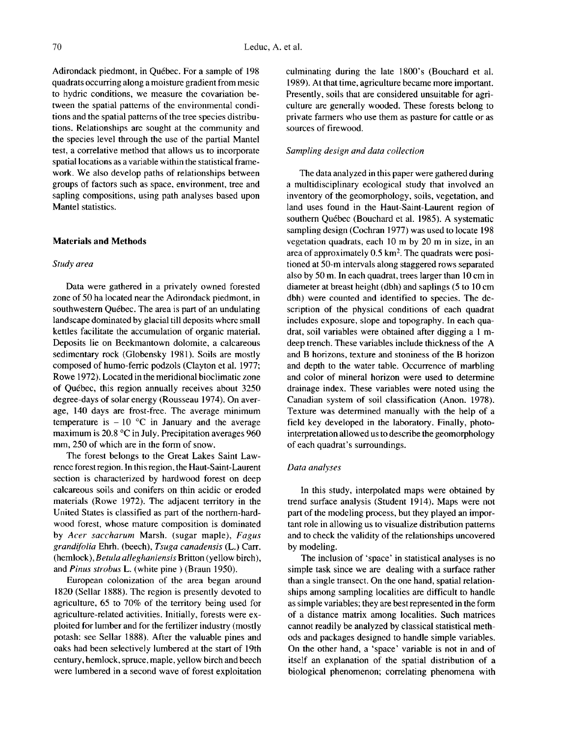Adirondack piedmont, in Québec. For a sample of 198 quadrats occurring along a moisture gradient from mesic to hydric conditions, we measure the covariation between the spatial patterns of the environmental conditions and the spatial patterns of the tree species distributions. Relationships are sought at the community and the species level through the use of the partial Mantel test, a correlative method that allows us to incorporate spatial locations as a variable within the statistical framework. We also develop paths of relationships between groups of factors such as space, environment, tree and sapling compositions, using path analyses based upon Mantel statistics.

## Materials and Methods

### *Study area*

Data were gathered in a privately owned forested zone of 50 ha located near the Adirondack piedmont, in southwestern Québec. The area is part of an undulating landscape dominated by glacial till deposits where small kettles facilitate the accumulation of organic material. Deposits lie on Beekmantown dolomite, a calcareous sedimentary rock (Globensky 1981). Soils are mostly composed of humo-ferric podzols (Clayton et al. 1977; Rowe 1972). Located in the meridional bioclimatic zone of Québec, this region annually receives about 3250 degree-days of solar energy (Rousseau 1974). On average, 140 days are frost-free. The average minimum temperature is − 10 °C in January and the average maximum is 20.8 °C in July. Precipitation averages 960 mm, 250 of which are in the form of snow.

The forest belongs to the Great Lakes Saint Lawrence forest region. In this region, the Haut-Saint-Laurent section is characterized by hardwood forest on deep calcareous soils and conifers on thin acidic or eroded materials (Rowe 1972). The adjacent territory in the United States is classified as part of the northern-hardwood forest, whose mature composition is dominated by *Acer saccharum* Marsh. (sugar maple), *Fagus grandifolia* Ehrh. (beech), *Tsuga canadensis* (L.) Carr. (hemlock), *Betula alleghaniensis* Britton (yellow birch), and *Pinus strobus* L. (white pine ) (Braun 1950).

European colonization of the area began around 1820 (Sellar 1888). The region is presently devoted to agriculture, 65 to 70% of the territory being used for agriculture-related activities. Initially, forests were exploited for lumber and for the fertilizer industry (mostly potash: see Sellar 1888). After the valuable pines and oaks had been selectively lumbered at the start of 19th century, hemlock, spruce, maple, yellow birch and beech were lumbered in a second wave of forest exploitation culminating during the late 1800's (Bouchard et al. 1989). At that time, agriculture became more important. Presently, soils that are considered unsuitable for agriculture are generally wooded. These forests belong to private farmers who use them as pasture for cattle or as sources of firewood.

### *Sampling design and data collection*

The data analyzed in this paper were gathered during a multidisciplinary ecological study that involved an inventory of the geomorphology, soils, vegetation, and land uses found in the Haut-Saint-Laurent region of southern Québec (Bouchard et al. 1985). A systematic sampling design (Cochran 1977) was used to locate 198 vegetation quadrats, each 10 m by 20 m in size, in an area of approximately 0.5 km$^2$. The quadrats were positioned at 50-m intervals along staggered rows separated also by 50 m. In each quadrat, trees larger than 10 cm in diameter at breast height (dbh) and saplings (5 to 10 cm dbh) were counted and identified to species. The description of the physical conditions of each quadrat includes exposure, slope and topography. In each quadrat, soil variables were obtained after digging a 1 m-deep trench. These variables include thickness of the A and B horizons, texture and stoniness of the B horizon and depth to the water table. Occurrence of marbling and color of mineral horizon were used to determine drainage index. These variables were noted using the Canadian system of soil classification (Anon. 1978). Texture was determined manually with the help of a field key developed in the laboratory. Finally, photo-interpretation allowed us to describe the geomorphology of each quadrat's surroundings.

### *Data analyses*

In this study, interpolated maps were obtained by trend surface analysis (Student 1914). Maps were not part of the modeling process, but they played an important role in allowing us to visualize distribution patterns and to check the validity of the relationships uncovered by modeling.

The inclusion of 'space' in statistical analyses is no simple task since we are dealing with a surface rather than a single transect. On the one hand, spatial relationships among sampling localities are difficult to handle as simple variables; they are best represented in the form of a distance matrix among localities. Such matrices cannot readily be analyzed by classical statistical methods and packages designed to handle simple variables. On the other hand, a 'space' variable is not in and of itself an explanation of the spatial distribution of a biological phenomenon; correlating phenomena with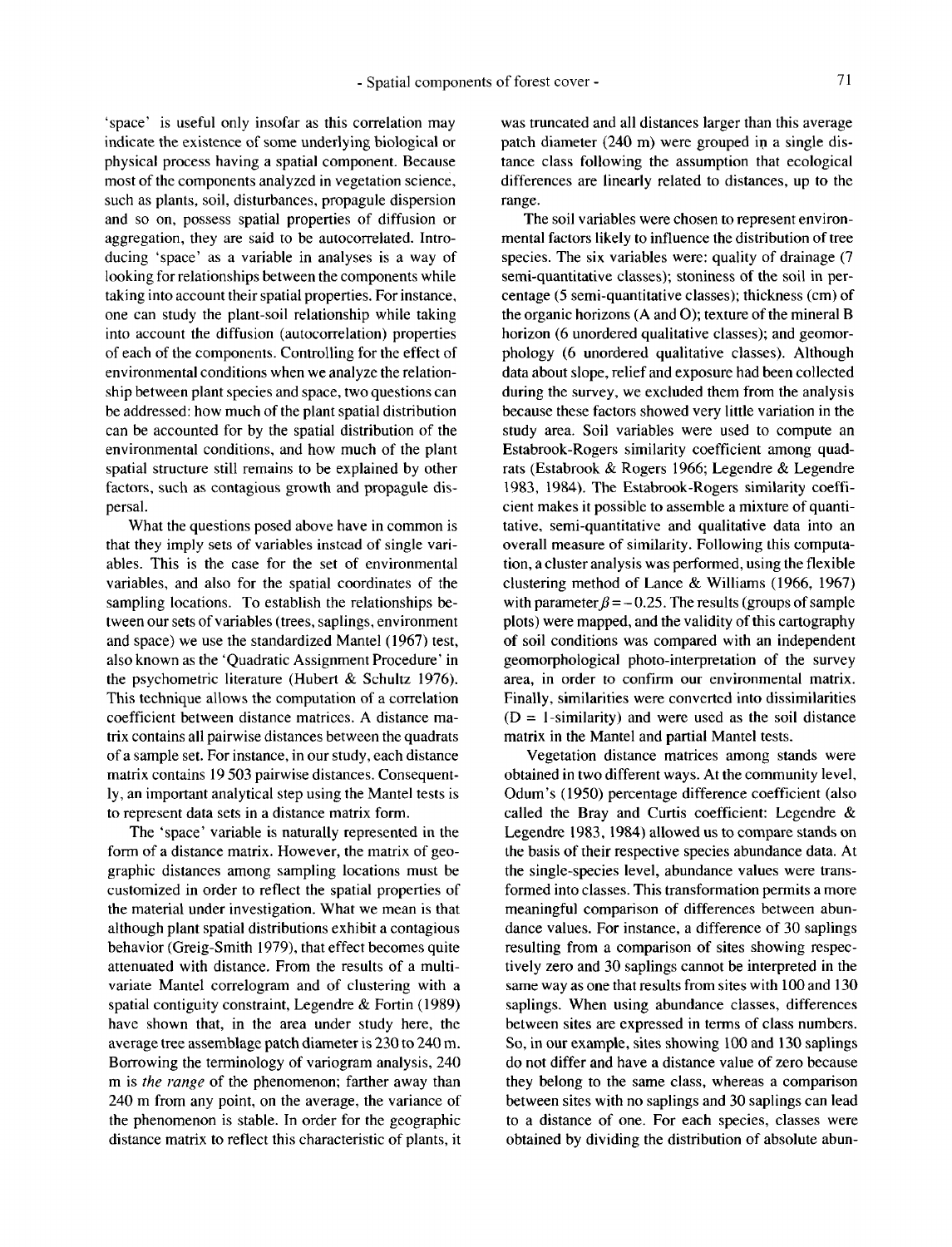'space' is useful only insofar as this correlation may indicate the existence of some underlying biological or physical process having a spatial component. Because most of the components analyzed in vegetation science, such as plants, soil, disturbances, propagule dispersion and so on, possess spatial properties of diffusion or aggregation, they are said to be autocorrelated. Introducing 'space' as a variable in analyses is a way of looking for relationships between the components while taking into account their spatial properties. For instance, one can study the plant-soil relationship while taking into account the diffusion (autocorrelation) properties of each of the components. Controlling for the effect of environmental conditions when we analyze the relationship between plant species and space, two questions can be addressed: how much of the plant spatial distribution can be accounted for by the spatial distribution of the environmental conditions, and how much of the plant spatial structure still remains to be explained by other factors, such as contagious growth and propagule dispersal.

What the questions posed above have in common is that they imply sets of variables instead of single variables. This is the case for the set of environmental variables, and also for the spatial coordinates of the sampling locations. To establish the relationships between our sets of variables (trees, saplings, environment and space) we use the standardized Mantel (1967) test, also known as the 'Quadratic Assignment Procedure' in the psychometric literature (Hubert & Schultz 1976). This technique allows the computation of a correlation coefficient between distance matrices. A distance matrix contains all pairwise distances between the quadrats of a sample set. For instance, in our study, each distance matrix contains 19 503 pairwise distances. Consequently, an important analytical step using the Mantel tests is to represent data sets in a distance matrix form.

The 'space' variable is naturally represented in the form of a distance matrix. However, the matrix of geographic distances among sampling locations must be customized in order to reflect the spatial properties of the material under investigation. What we mean is that although plant spatial distributions exhibit a contagious behavior (Greig-Smith 1979), that effect becomes quite attenuated with distance. From the results of a multivariate Mantel correlogram and of clustering with a spatial contiguity constraint, Legendre & Fortin (1989) have shown that, in the area under study here, the average tree assemblage patch diameter is 230 to 240 m. Borrowing the terminology of variogram analysis, 240 m is *the range* of the phenomenon; farther away than 240 m from any point, on the average, the variance of the phenomenon is stable. In order for the geographic distance matrix to reflect this characteristic of plants, it was truncated and all distances larger than this average patch diameter (240 m) were grouped in a single distance class following the assumption that ecological differences are linearly related to distances, up to the range.

The soil variables were chosen to represent environmental factors likely to influence the distribution of tree species. The six variables were: quality of drainage (7 semi-quantitative classes); stoniness of the soil in percentage (5 semi-quantitative classes); thickness (cm) of the organic horizons (A and O); texture of the mineral B horizon (6 unordered qualitative classes); and geomorphology (6 unordered qualitative classes). Although data about slope, relief and exposure had been collected during the survey, we excluded them from the analysis because these factors showed very little variation in the study area. Soil variables were used to compute an Estabrook-Rogers similarity coefficient among quadrats (Estabrook & Rogers 1966; Legendre & Legendre 1983, 1984). The Estabrook-Rogers similarity coefficient makes it possible to assemble a mixture of quantitative, semi-quantitative and qualitative data into an overall measure of similarity. Following this computation, a cluster analysis was performed, using the flexible clustering method of Lance & Williams (1966, 1967) with parameter $\beta = -0.25$. The results (groups of sample plots) were mapped, and the validity of this cartography of soil conditions was compared with an independent geomorphological photo-interpretation of the survey area, in order to confirm our environmental matrix. Finally, similarities were converted into dissimilarities (D = 1-similarity) and were used as the soil distance matrix in the Mantel and partial Mantel tests.

Vegetation distance matrices among stands were obtained in two different ways. At the community level, Odum's (1950) percentage difference coefficient (also called the Bray and Curtis coefficient: Legendre & Legendre 1983, 1984) allowed us to compare stands on the basis of their respective species abundance data. At the single-species level, abundance values were transformed into classes. This transformation permits a more meaningful comparison of differences between abundance values. For instance, a difference of 30 saplings resulting from a comparison of sites showing respectively zero and 30 saplings cannot be interpreted in the same way as one that results from sites with 100 and 130 saplings. When using abundance classes, differences between sites are expressed in terms of class numbers. So, in our example, sites showing 100 and 130 saplings do not differ and have a distance value of zero because they belong to the same class, whereas a comparison between sites with no saplings and 30 saplings can lead to a distance of one. For each species, classes were obtained by dividing the distribution of absolute abun-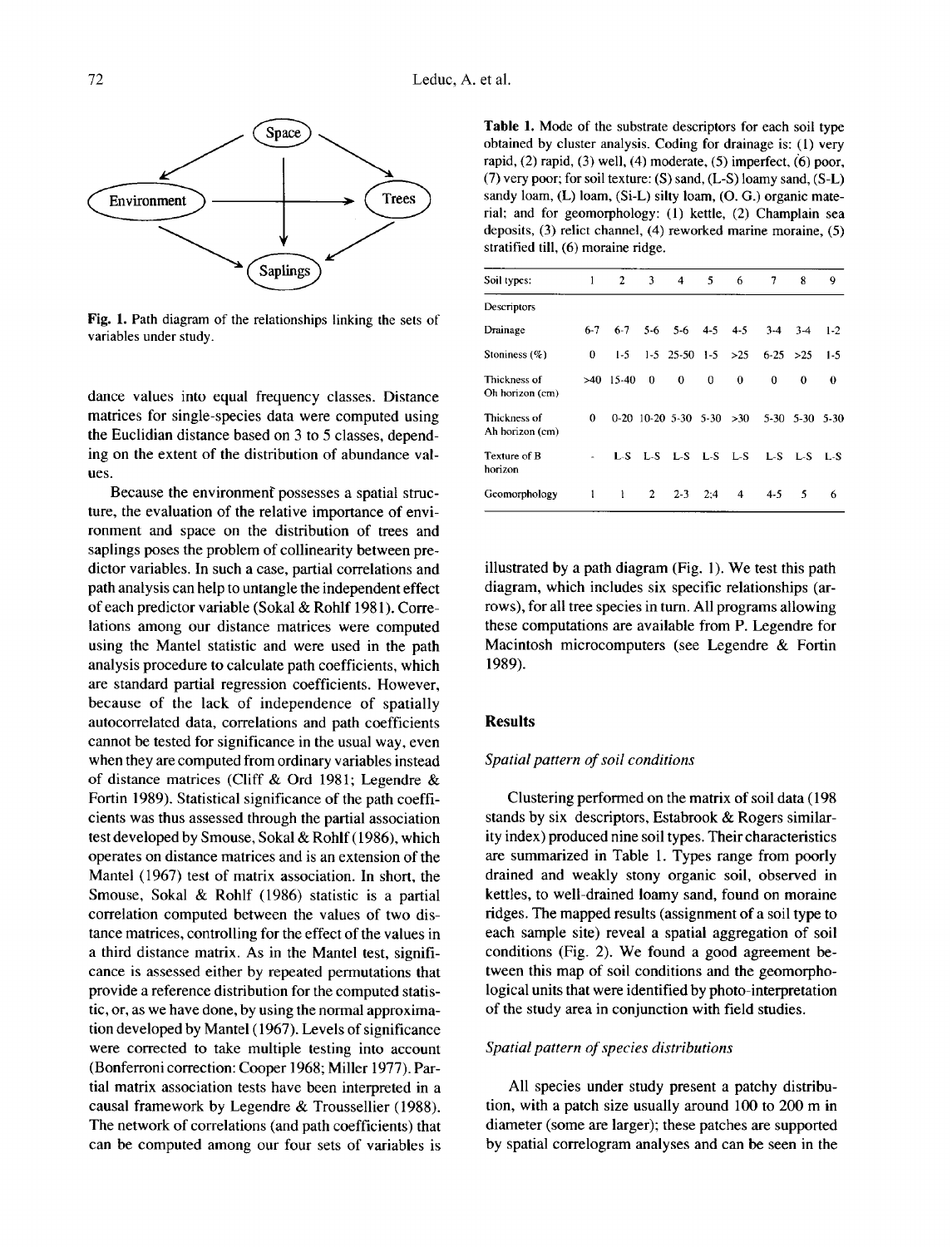Fig. 1. Path diagram of the relationships linking the sets of variables under study.

dance values into equal frequency classes. Distance matrices for single-species data were computed using the Euclidian distance based on 3 to 5 classes, depending on the extent of the distribution of abundance values.

Because the environment possesses a spatial structure, the evaluation of the relative importance of environment and space on the distribution of trees and saplings poses the problem of collinearity between predictor variables. In such a case, partial correlations and path analysis can help to untangle the independent effect of each predictor variable (Sokal & Rohlf 1981). Correlations among our distance matrices were computed using the Mantel statistic and were used in the path analysis procedure to calculate path coefficients, which are standard partial regression coefficients. However, because of the lack of independence of spatially autocorrelated data, correlations and path coefficients cannot be tested for significance in the usual way, even when they are computed from ordinary variables instead of distance matrices (Cliff & Ord 1981; Legendre & Fortin 1989). Statistical significance of the path coefficients was thus assessed through the partial association test developed by Smouse, Sokal & Rohlf (1986), which operates on distance matrices and is an extension of the Mantel (1967) test of matrix association. In short, the Smouse, Sokal & Rohlf (1986) statistic is a partial correlation computed between the values of two distance matrices, controlling for the effect of the values in a third distance matrix. As in the Mantel test, significance is assessed either by repeated permutations that provide a reference distribution for the computed statistic, or, as we have done, by using the normal approximation developed by Mantel (1967). Levels of significance were corrected to take multiple testing into account (Bonferroni correction: Cooper 1968; Miller 1977). Partial matrix association tests have been interpreted in a causal framework by Legendre & Troussellier (1988). The network of correlations (and path coefficients) that can be computed among our four sets of variables is illustrated by a path diagram (Fig. 1). We test this path diagram, which includes six specific relationships (arrows), for all tree species in turn. All programs allowing these computations are available from P. Legendre for Macintosh microcomputers (see Legendre & Fortin 1989).

**Table 1.** Mode of the substrate descriptors for each soil type obtained by cluster analysis. Coding for drainage is: (1) very rapid, (2) rapid, (3) well, (4) moderate, (5) imperfect, (6) poor, (7) very poor; for soil texture: (S) sand, (L-S) loamy sand, (S-L) sandy loam, (L) loam, (Si-L) silty loam, (O. G.) organic material; and for geomorphology: (1) kettle, (2) Champlain sea deposits, (3) relict channel, (4) reworked marine moraine, (5) stratified till, (6) moraine ridge.

| Soil types: | 1 | 2 | 3 | 4 | 5 | 6 | 7 | 8 | 9 |
|---|---|---|---|---|---|---|---|---|---|
| Descriptors | | | | | | | | | |
| Drainage | 6-7 | 6-7 | 5-6 | 5-6 | 4-5 | 4-5 | 3-4 | 3-4 | 1-2 |
| Stoniness (%) | 0 | 1-5 | 1-5 | 25-50 | 1-5 | >25 | 6-25 | >25 | 1-5 |
| Thickness of Oh horizon (cm) | >40 | 15-40 | 0 | 0 | 0 | 0 | 0 | 0 | 0 |
| Thickness of Ah horizon (cm) | 0 | 0-20 | 10-20 | 5-30 | 5-30 | >30 | 5-30 | 5-30 | 5-30 |
| Texture of B horizon | - | L-S | L-S | L-S | L-S | L-S | L-S | L-S | L-S |
| Geomorphology | 1 | 1 | 2 | 2-3 | 2;4 | 4 | 4-5 | 5 | 6 |

## Results

### *Spatial pattern of soil conditions*

Clustering performed on the matrix of soil data (198 stands by six descriptors, Estabrook & Rogers similarity index) produced nine soil types. Their characteristics are summarized in Table 1. Types range from poorly drained and weakly stony organic soil, observed in kettles, to well-drained loamy sand, found on moraine ridges. The mapped results (assignment of a soil type to each sample site) reveal a spatial aggregation of soil conditions (Fig. 2). We found a good agreement between this map of soil conditions and the geomorphological units that were identified by photo-interpretation of the study area in conjunction with field studies.

### *Spatial pattern of species distributions*

All species under study present a patchy distribution, with a patch size usually around 100 to 200 m in diameter (some are larger); these patches are supported by spatial correlogram analyses and can be seen in the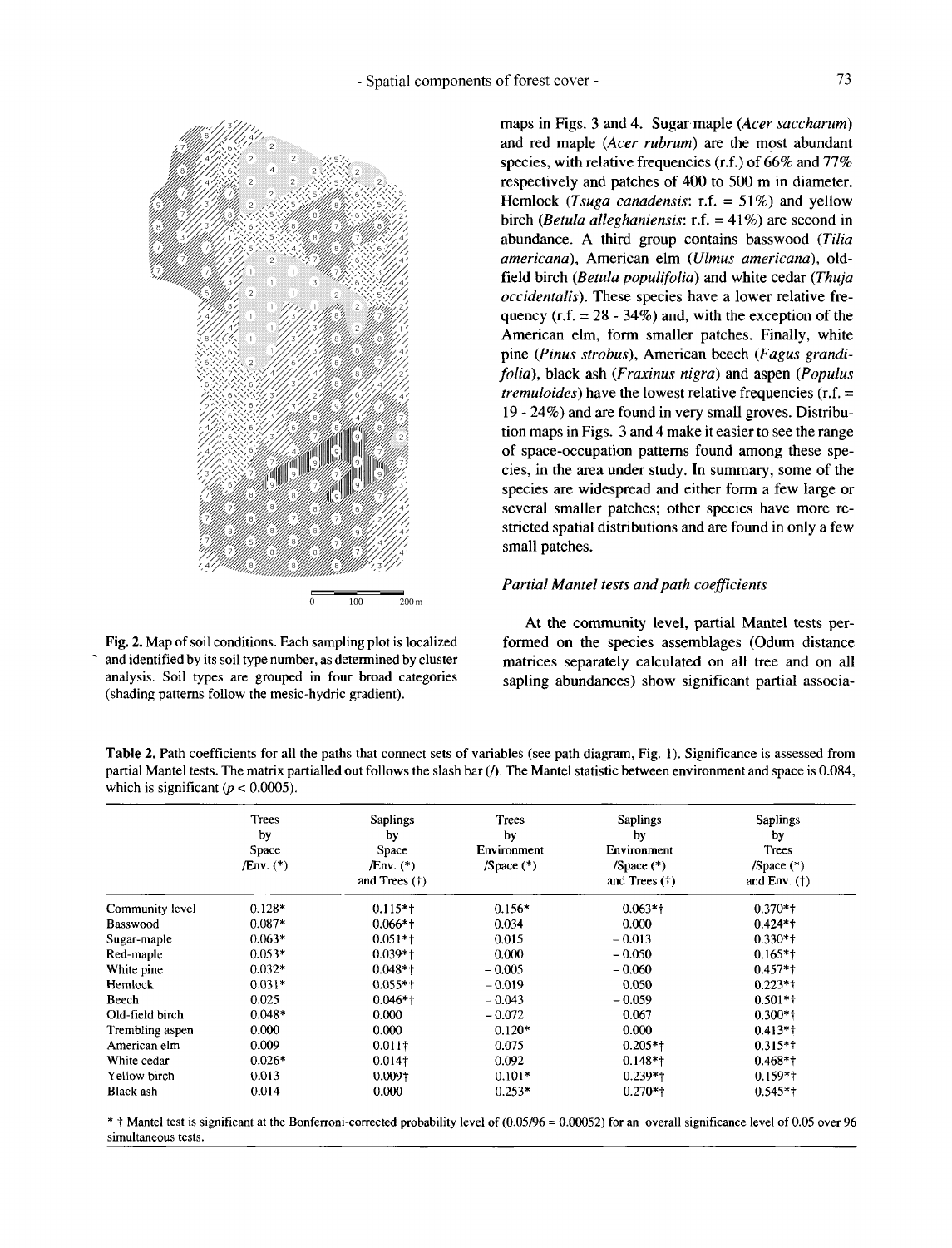Fig. 2. Map of soil conditions. Each sampling plot is localized and identified by its soil type number, as determined by cluster analysis. Soil types are grouped in four broad categories (shading patterns follow the mesic-hydric gradient).

maps in Figs. 3 and 4. Sugar maple (*Acer saccharum*) and red maple (*Acer rubrum*) are the most abundant species, with relative frequencies (r.f.) of 66% and 77% respectively and patches of 400 to 500 m in diameter. Hemlock (*Tsuga canadensis*: r.f. = 51%) and yellow birch (*Betula alleghaniensis*: r.f. = 41%) are second in abundance. A third group contains basswood (*Tilia americana*), American elm (*Ulmus americana*), old-field birch (*Betula populifolia*) and white cedar (*Thuja occidentalis*). These species have a lower relative frequency (r.f. = 28 - 34%) and, with the exception of the American elm, form smaller patches. Finally, white pine (*Pinus strobus*), American beech (*Fagus grandifolia*), black ash (*Fraxinus nigra*) and aspen (*Populus tremuloides*) have the lowest relative frequencies (r.f. = 19 - 24%) and are found in very small groves. Distribution maps in Figs. 3 and 4 make it easier to see the range of space-occupation patterns found among these species, in the area under study. In summary, some of the species are widespread and either form a few large or several smaller patches; other species have more restricted spatial distributions and are found in only a few small patches.

### *Partial Mantel tests and path coefficients*

At the community level, partial Mantel tests performed on the species assemblages (Odum distance matrices separately calculated on all tree and on all sapling abundances) show significant partial associa-

**Table 2.** Path coefficients for all the paths that connect sets of variables (see path diagram, Fig. 1). Significance is assessed from partial Mantel tests. The matrix partialled out follows the slash bar (/). The Mantel statistic between environment and space is 0.084, which is significant ($p < 0.0005$).

| | Trees by Space /Env. (*) | Saplings by Space /Env. (*) and Trees (†) | Trees by Environment /Space (*) | Saplings by Environment /Space (*) and Trees (†) | Saplings by Trees /Space (*) and Env. (†) |
|---|---|---|---|---|---|
| Community level | 0.128* | 0.115*† | 0.156* | 0.063*† | 0.370*† |
| Basswood | 0.087* | 0.066*† | 0.034 | 0.000 | 0.424*† |
| Sugar-maple | 0.063* | 0.051*† | 0.015 | −0.013 | 0.330*† |
| Red-maple | 0.053* | 0.039*† | 0.000 | −0.050 | 0.165*† |
| White pine | 0.032* | 0.048*† | −0.005 | −0.060 | 0.457*† |
| Hemlock | 0.031* | 0.055*† | −0.019 | 0.050 | 0.223*† |
| Beech | 0.025 | 0.046*† | −0.043 | −0.059 | 0.501*† |
| Old-field birch | 0.048* | 0.000 | −0.072 | 0.067 | 0.300*† |
| Trembling aspen | 0.000 | 0.000 | 0.120* | 0.000 | 0.413*† |
| American elm | 0.009 | 0.011† | 0.075 | 0.205*† | 0.315*† |
| White cedar | 0.026* | 0.014† | 0.092 | 0.148*† | 0.468*† |
| Yellow birch | 0.013 | 0.009† | 0.101* | 0.239*† | 0.159*† |
| Black ash | 0.014 | 0.000 | 0.253* | 0.270*† | 0.545*† |

* † Mantel test is significant at the Bonferroni-corrected probability level of (0.05/96 = 0.00052) for an overall significance level of 0.05 over 96 simultaneous tests.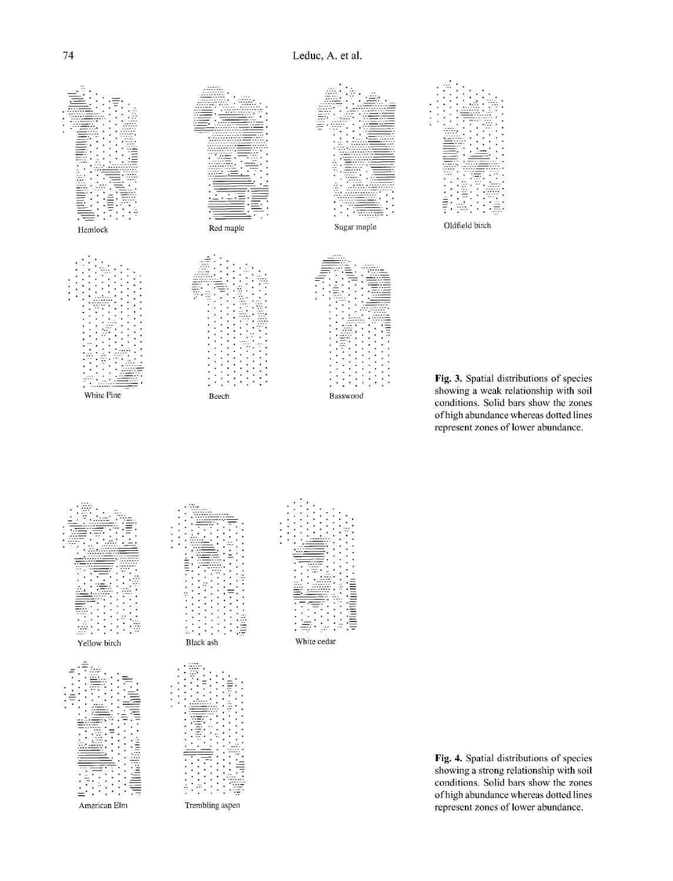Hemlock

Red maple

Sugar maple

Oldfield birch

White Pine

Beech

Basswood

**Fig. 3.** Spatial distributions of species showing a weak relationship with soil conditions. Solid bars show the zones of high abundance whereas dotted lines represent zones of lower abundance.

Yellow birch

Black ash

White cedar

American Elm

Trembling aspen

**Fig. 4.** Spatial distributions of species showing a strong relationship with soil conditions. Solid bars show the zones of high abundance whereas dotted lines represent zones of lower abundance.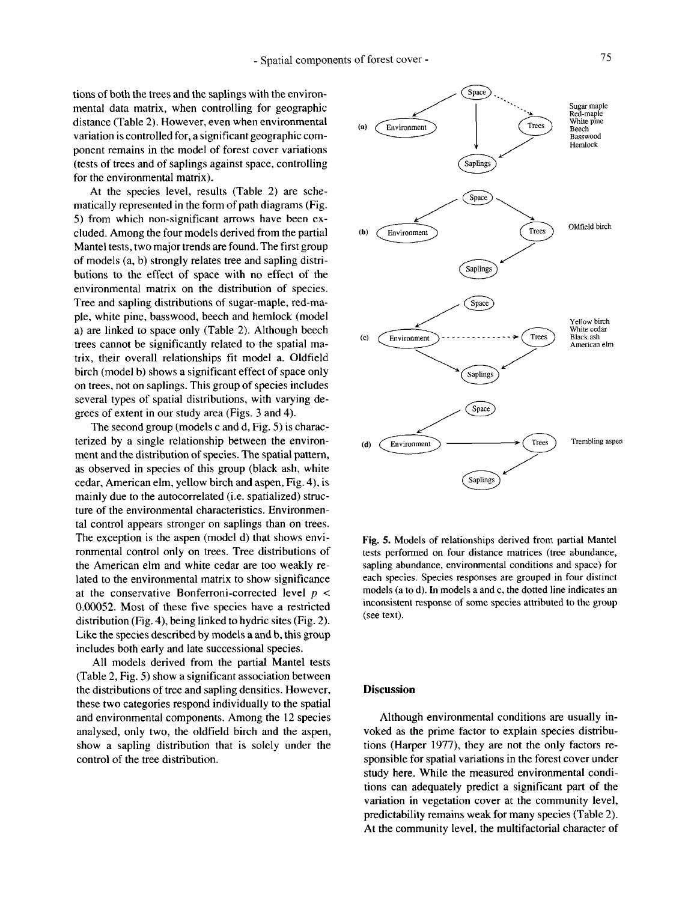tions of both the trees and the saplings with the environmental data matrix, when controlling for geographic distance (Table 2). However, even when environmental variation is controlled for, a significant geographic component remains in the model of forest cover variations (tests of trees and of saplings against space, controlling for the environmental matrix).

At the species level, results (Table 2) are schematically represented in the form of path diagrams (Fig. 5) from which non-significant arrows have been excluded. Among the four models derived from the partial Mantel tests, two major trends are found. The first group of models (a, b) strongly relates tree and sapling distributions to the effect of space with no effect of the environmental matrix on the distribution of species. Tree and sapling distributions of sugar-maple, red-maple, white pine, basswood, beech and hemlock (model a) are linked to space only (Table 2). Although beech trees cannot be significantly related to the spatial matrix, their overall relationships fit model a. Oldfield birch (model b) shows a significant effect of space only on trees, not on saplings. This group of species includes several types of spatial distributions, with varying degrees of extent in our study area (Figs. 3 and 4).

The second group (models c and d, Fig. 5) is characterized by a single relationship between the environment and the distribution of species. The spatial pattern, as observed in species of this group (black ash, white cedar, American elm, yellow birch and aspen, Fig. 4), is mainly due to the autocorrelated (i.e. spatialized) structure of the environmental characteristics. Environmental control appears stronger on saplings than on trees. The exception is the aspen (model d) that shows environmental control only on trees. Tree distributions of the American elm and white cedar are too weakly related to the environmental matrix to show significance at the conservative Bonferroni-corrected level $p < 0.00052$. Most of these five species have a restricted distribution (Fig. 4), being linked to hydric sites (Fig. 2). Like the species described by models a and b, this group includes both early and late successional species.

All models derived from the partial Mantel tests (Table 2, Fig. 5) show a significant association between the distributions of tree and sapling densities. However, these two categories respond individually to the spatial and environmental components. Among the 12 species analysed, only two, the oldfield birch and the aspen, show a sapling distribution that is solely under the control of the tree distribution.

Fig. 5. Models of relationships derived from partial Mantel tests performed on four distance matrices (tree abundance, sapling abundance, environmental conditions and space) for each species. Species responses are grouped in four distinct models (a to d). In models a and c, the dotted line indicates an inconsistent response of some species attributed to the group (see text).

## Discussion

Although environmental conditions are usually invoked as the prime factor to explain species distributions (Harper 1977), they are not the only factors responsible for spatial variations in the forest cover under study here. While the measured environmental conditions can adequately predict a significant part of the variation in vegetation cover at the community level, predictability remains weak for many species (Table 2). At the community level, the multifactorial character of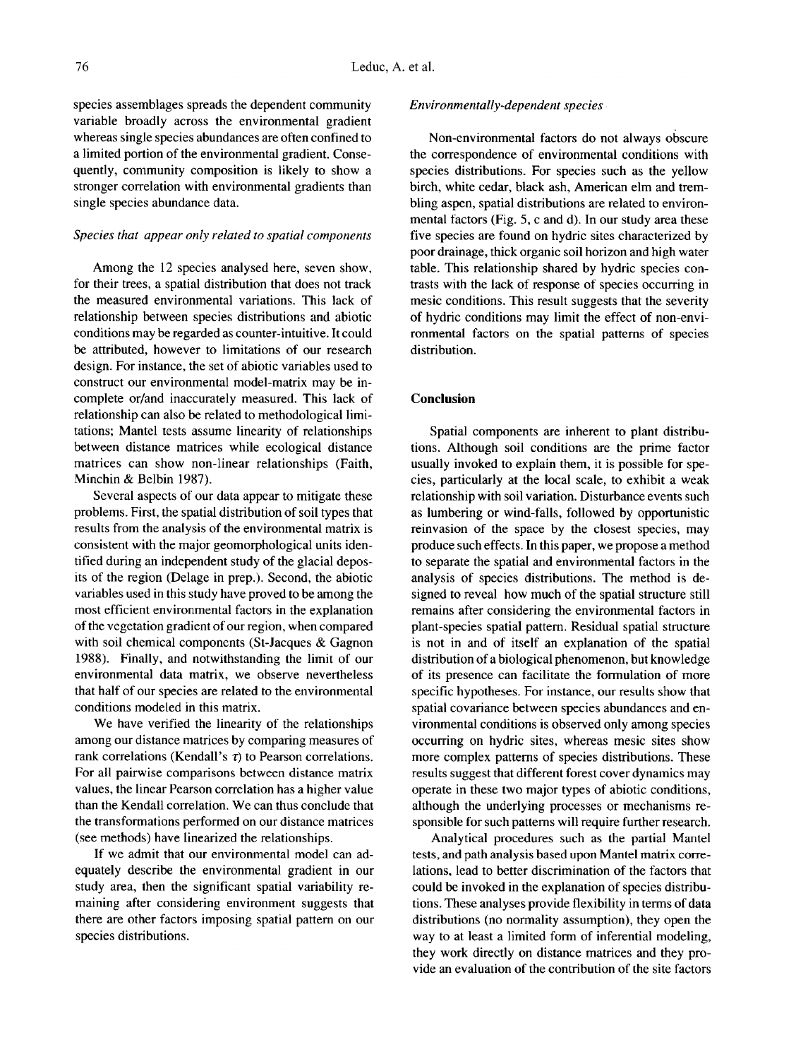species assemblages spreads the dependent community variable broadly across the environmental gradient whereas single species abundances are often confined to a limited portion of the environmental gradient. Consequently, community composition is likely to show a stronger correlation with environmental gradients than single species abundance data.

### *Species that appear only related to spatial components*

Among the 12 species analysed here, seven show, for their trees, a spatial distribution that does not track the measured environmental variations. This lack of relationship between species distributions and abiotic conditions may be regarded as counter-intuitive. It could be attributed, however to limitations of our research design. For instance, the set of abiotic variables used to construct our environmental model-matrix may be incomplete or/and inaccurately measured. This lack of relationship can also be related to methodological limitations; Mantel tests assume linearity of relationships between distance matrices while ecological distance matrices can show non-linear relationships (Faith, Minchin & Belbin 1987).

Several aspects of our data appear to mitigate these problems. First, the spatial distribution of soil types that results from the analysis of the environmental matrix is consistent with the major geomorphological units identified during an independent study of the glacial deposits of the region (Delage in prep.). Second, the abiotic variables used in this study have proved to be among the most efficient environmental factors in the explanation of the vegetation gradient of our region, when compared with soil chemical components (St-Jacques & Gagnon 1988). Finally, and notwithstanding the limit of our environmental data matrix, we observe nevertheless that half of our species are related to the environmental conditions modeled in this matrix.

We have verified the linearity of the relationships among our distance matrices by comparing measures of rank correlations (Kendall's $\tau$) to Pearson correlations. For all pairwise comparisons between distance matrix values, the linear Pearson correlation has a higher value than the Kendall correlation. We can thus conclude that the transformations performed on our distance matrices (see methods) have linearized the relationships.

If we admit that our environmental model can adequately describe the environmental gradient in our study area, then the significant spatial variability remaining after considering environment suggests that there are other factors imposing spatial pattern on our species distributions.

### *Environmentally-dependent species*

Non-environmental factors do not always obscure the correspondence of environmental conditions with species distributions. For species such as the yellow birch, white cedar, black ash, American elm and trembling aspen, spatial distributions are related to environmental factors (Fig. 5, c and d). In our study area these five species are found on hydric sites characterized by poor drainage, thick organic soil horizon and high water table. This relationship shared by hydric species contrasts with the lack of response of species occurring in mesic conditions. This result suggests that the severity of hydric conditions may limit the effect of non-environmental factors on the spatial patterns of species distribution.

## Conclusion

Spatial components are inherent to plant distributions. Although soil conditions are the prime factor usually invoked to explain them, it is possible for species, particularly at the local scale, to exhibit a weak relationship with soil variation. Disturbance events such as lumbering or wind-falls, followed by opportunistic reinvasion of the space by the closest species, may produce such effects. In this paper, we propose a method to separate the spatial and environmental factors in the analysis of species distributions. The method is designed to reveal how much of the spatial structure still remains after considering the environmental factors in plant-species spatial pattern. Residual spatial structure is not in and of itself an explanation of the spatial distribution of a biological phenomenon, but knowledge of its presence can facilitate the formulation of more specific hypotheses. For instance, our results show that spatial covariance between species abundances and environmental conditions is observed only among species occurring on hydric sites, whereas mesic sites show more complex patterns of species distributions. These results suggest that different forest cover dynamics may operate in these two major types of abiotic conditions, although the underlying processes or mechanisms responsible for such patterns will require further research.

Analytical procedures such as the partial Mantel tests, and path analysis based upon Mantel matrix correlations, lead to better discrimination of the factors that could be invoked in the explanation of species distributions. These analyses provide flexibility in terms of data distributions (no normality assumption), they open the way to at least a limited form of inferential modeling, they work directly on distance matrices and they provide an evaluation of the contribution of the site factors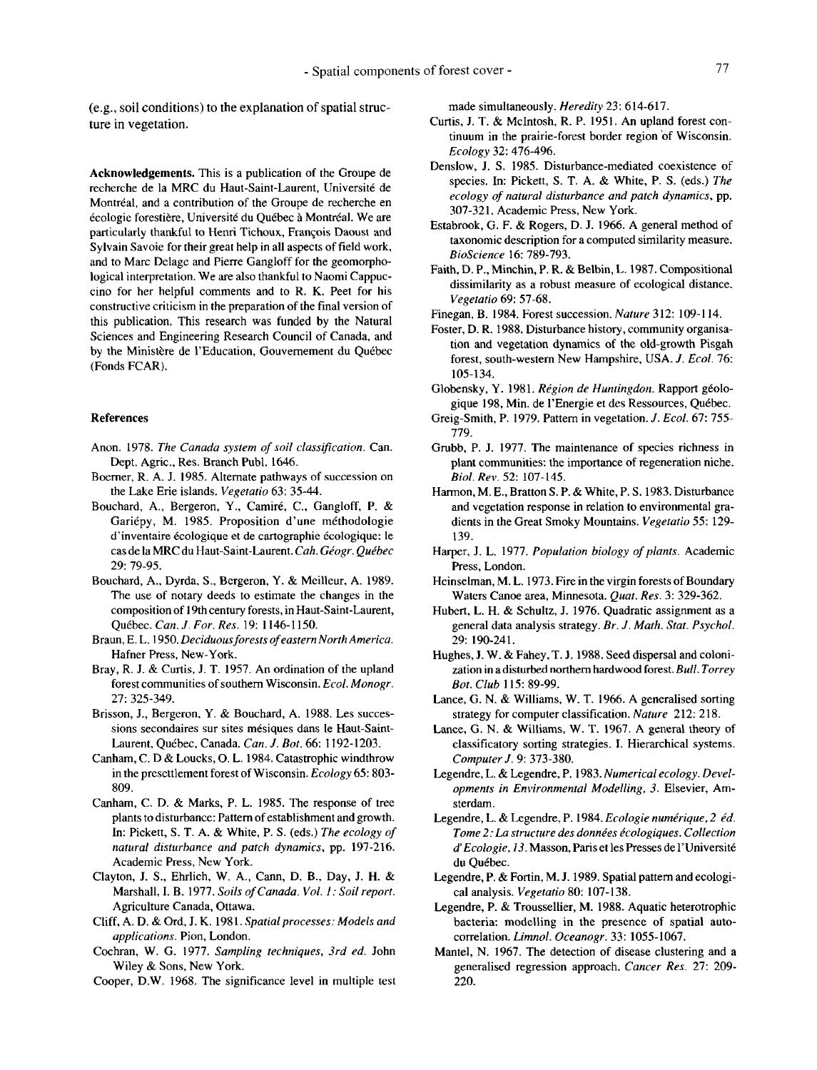(e.g., soil conditions) to the explanation of spatial structure in vegetation.

**Acknowledgements.** This is a publication of the Groupe de recherche de la MRC du Haut-Saint-Laurent, Université de Montréal, and a contribution of the Groupe de recherche en écologie forestière, Université du Québec à Montréal. We are particularly thankful to Henri Tichoux, François Daoust and Sylvain Savoie for their great help in all aspects of field work, and to Marc Delage and Pierre Gangloff for the geomorphological interpretation. We are also thankful to Naomi Cappuccino for her helpful comments and to R. K. Peet for his constructive criticism in the preparation of the final version of this publication. This research was funded by the Natural Sciences and Engineering Research Council of Canada, and by the Ministère de l'Education, Gouvernement du Québec (Fonds FCAR).

## References

Anon. 1978. *The Canada system of soil classification*. Can. Dept. Agric., Res. Branch Publ. 1646.

Boerner, R. A. J. 1985. Alternate pathways of succession on the Lake Erie islands. *Vegetatio* 63: 35-44.

Bouchard, A., Bergeron, Y., Camiré, C., Gangloff, P. & Gariépy, M. 1985. Proposition d'une méthodologie d'inventaire écologique et de cartographie écologique: le cas de la MRC du Haut-Saint-Laurent. *Cah. Géogr. Québec* 29: 79-95.

Bouchard, A., Dyrda, S., Bergeron, Y. & Meilleur, A. 1989. The use of notary deeds to estimate the changes in the composition of 19th century forests, in Haut-Saint-Laurent, Québec. *Can. J. For. Res.* 19: 1146-1150.

Braun, E. L. 1950. *Deciduous forests of eastern North America*. Hafner Press, New-York.

Bray, R. J. & Curtis, J. T. 1957. An ordination of the upland forest communities of southern Wisconsin. *Ecol. Monogr.* 27: 325-349.

Brisson, J., Bergeron, Y. & Bouchard, A. 1988. Les successions secondaires sur sites mésiques dans le Haut-Saint-Laurent, Québec, Canada. *Can. J. Bot.* 66: 1192-1203.

Canham, C. D & Loucks, O. L. 1984. Catastrophic windthrow in the presettlement forest of Wisconsin. *Ecology* 65: 803-809.

Canham, C. D. & Marks, P. L. 1985. The response of tree plants to disturbance: Pattern of establishment and growth. In: Pickett, S. T. A. & White, P. S. (eds.) *The ecology of natural disturbance and patch dynamics*, pp. 197-216. Academic Press, New York.

Clayton, J. S., Ehrlich, W. A., Cann, D. B., Day, J. H. & Marshall, I. B. 1977. *Soils of Canada. Vol. 1: Soil report*. Agriculture Canada, Ottawa.

Cliff, A. D. & Ord, J. K. 1981. *Spatial processes: Models and applications*. Pion, London.

Cochran, W. G. 1977. *Sampling techniques, 3rd ed.* John Wiley & Sons, New York.

Cooper, D.W. 1968. The significance level in multiple test made simultaneously. *Heredity* 23: 614-617.

Curtis, J. T. & McIntosh, R. P. 1951. An upland forest continuum in the prairie-forest border region of Wisconsin. *Ecology* 32: 476-496.

Denslow, J. S. 1985. Disturbance-mediated coexistence of species. In: Pickett, S. T. A. & White, P. S. (eds.) *The ecology of natural disturbance and patch dynamics*, pp. 307-321. Academic Press, New York.

Estabrook, G. F. & Rogers, D. J. 1966. A general method of taxonomic description for a computed similarity measure. *BioScience* 16: 789-793.

Faith, D. P., Minchin, P. R. & Belbin, L. 1987. Compositional dissimilarity as a robust measure of ecological distance. *Vegetatio* 69: 57-68.

Finegan, B. 1984. Forest succession. *Nature* 312: 109-114.

Foster, D. R. 1988. Disturbance history, community organisation and vegetation dynamics of the old-growth Pisgah forest, south-western New Hampshire, USA. *J. Ecol.* 76: 105-134.

Globensky, Y. 1981. *Région de Huntingdon*. Rapport géologique 198, Min. de l'Energie et des Ressources, Québec.

Greig-Smith, P. 1979. Pattern in vegetation. *J. Ecol.* 67: 755-779.

Grubb, P. J. 1977. The maintenance of species richness in plant communities: the importance of regeneration niche. *Biol. Rev.* 52: 107-145.

Harmon, M. E., Bratton S. P. & White, P. S. 1983. Disturbance and vegetation response in relation to environmental gradients in the Great Smoky Mountains. *Vegetatio* 55: 129-139.

Harper, J. L. 1977. *Population biology of plants*. Academic Press, London.

Heinselman, M. L. 1973. Fire in the virgin forests of Boundary Waters Canoe area, Minnesota. *Quat. Res.* 3: 329-362.

Hubert, L. H. & Schultz, J. 1976. Quadratic assignment as a general data analysis strategy. *Br. J. Math. Stat. Psychol.* 29: 190-241.

Hughes, J. W. & Fahey, T. J. 1988. Seed dispersal and colonization in a disturbed northern hardwood forest. *Bull. Torrey Bot. Club* 115: 89-99.

Lance, G. N. & Williams, W. T. 1966. A generalised sorting strategy for computer classification. *Nature* 212: 218.

Lance, G. N. & Williams, W. T. 1967. A general theory of classificatory sorting strategies. I. Hierarchical systems. *Computer J.* 9: 373-380.

Legendre, L. & Legendre, P. 1983. *Numerical ecology. Developments in Environmental Modelling, 3*. Elsevier, Amsterdam.

Legendre, L. & Legendre, P. 1984. *Ecologie numérique, 2 éd. Tome 2: La structure des données écologiques. Collection d'Ecologie, 13*. Masson, Paris et les Presses de l'Université du Québec.

Legendre, P. & Fortin, M. J. 1989. Spatial pattern and ecological analysis. *Vegetatio* 80: 107-138.

Legendre, P. & Troussellier, M. 1988. Aquatic heterotrophic bacteria: modelling in the presence of spatial autocorrelation. *Limnol. Oceanogr.* 33: 1055-1067.

Mantel, N. 1967. The detection of disease clustering and a generalised regression approach. *Cancer Res.* 27: 209-220.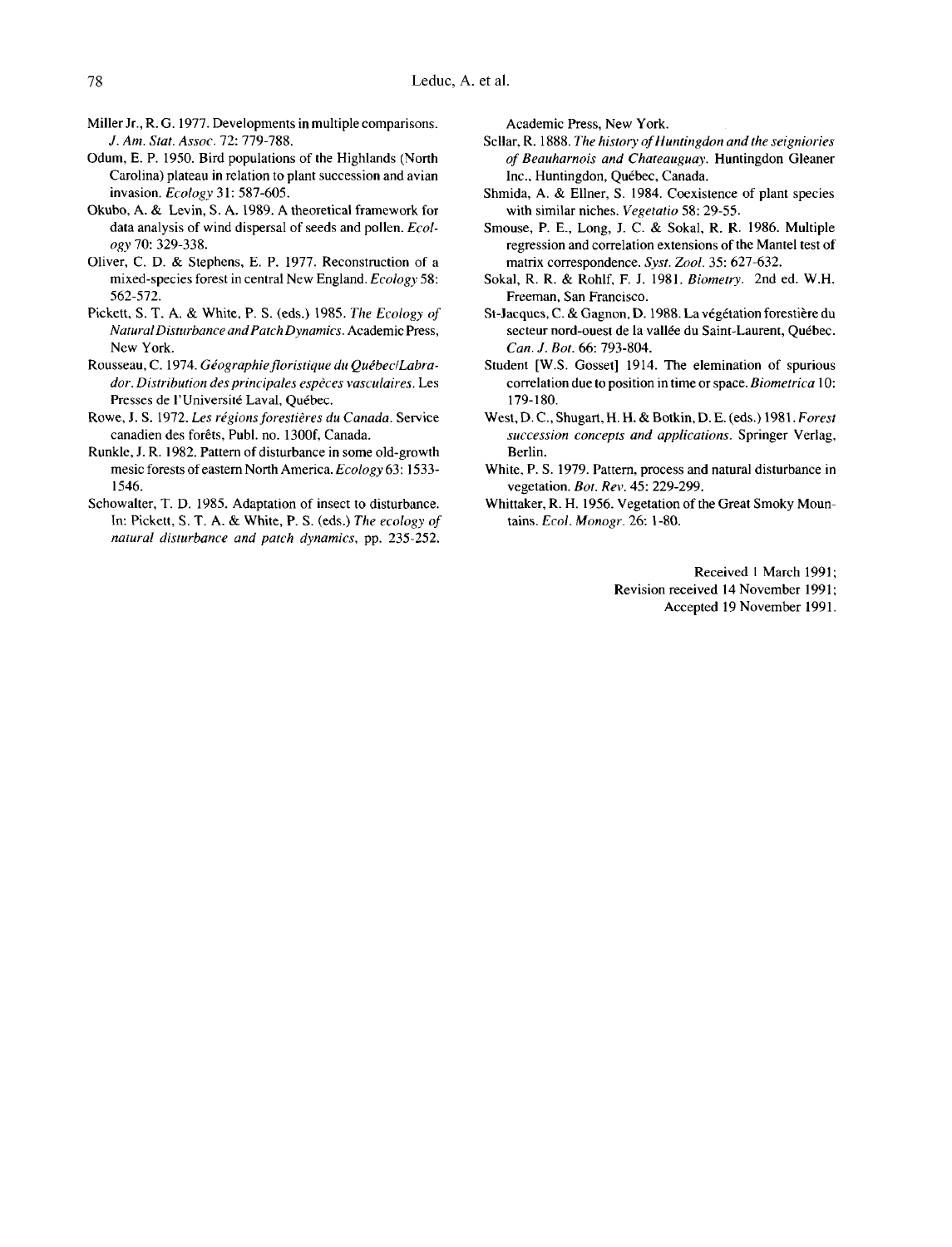Miller Jr., R. G. 1977. Developments in multiple comparisons. *J. Am. Stat. Assoc.* 72: 779-788.

Odum, E. P. 1950. Bird populations of the Highlands (North Carolina) plateau in relation to plant succession and avian invasion. *Ecology* 31: 587-605.

Okubo, A. & Levin, S. A. 1989. A theoretical framework for data analysis of wind dispersal of seeds and pollen. *Ecology* 70: 329-338.

Oliver, C. D. & Stephens, E. P. 1977. Reconstruction of a mixed-species forest in central New England. *Ecology* 58: 562-572.

Pickett, S. T. A. & White, P. S. (eds.) 1985. *The Ecology of Natural Disturbance and Patch Dynamics*. Academic Press, New York.

Rousseau, C. 1974. *Géographie floristique du Québec/Labrador. Distribution des principales espèces vasculaires*. Les Presses de l'Université Laval, Québec.

Rowe, J. S. 1972. *Les régions forestières du Canada*. Service canadien des forêts, Publ. no. 1300f, Canada.

Runkle, J. R. 1982. Pattern of disturbance in some old-growth mesic forests of eastern North America. *Ecology* 63: 1533-1546.

Schowalter, T. D. 1985. Adaptation of insect to disturbance. In: Pickett, S. T. A. & White, P. S. (eds.) *The ecology of natural disturbance and patch dynamics*, pp. 235-252. Academic Press, New York.

Sellar, R. 1888. *The history of Huntingdon and the seigniories of Beauharnois and Chateauguay*. Huntingdon Gleaner Inc., Huntingdon, Québec, Canada.

Shmida, A. & Ellner, S. 1984. Coexistence of plant species with similar niches. *Vegetatio* 58: 29-55.

Smouse, P. E., Long, J. C. & Sokal, R. R. 1986. Multiple regression and correlation extensions of the Mantel test of matrix correspondence. *Syst. Zool.* 35: 627-632.

Sokal, R. R. & Rohlf, F. J. 1981. *Biometry*. 2nd ed. W.H. Freeman, San Francisco.

St-Jacques, C. & Gagnon, D. 1988. La végétation forestière du secteur nord-ouest de la vallée du Saint-Laurent, Québec. *Can. J. Bot.* 66: 793-804.

Student [W.S. Gosset] 1914. The elemination of spurious correlation due to position in time or space. *Biometrica* 10: 179-180.

West, D. C., Shugart, H. H. & Botkin, D. E. (eds.) 1981. *Forest succession concepts and applications*. Springer Verlag, Berlin.

White, P. S. 1979. Pattern, process and natural disturbance in vegetation. *Bot. Rev.* 45: 229-299.

Whittaker, R. H. 1956. Vegetation of the Great Smoky Mountains. *Ecol. Monogr.* 26: 1-80.

Received 1 March 1991;
Revision received 14 November 1991;
Accepted 19 November 1991.